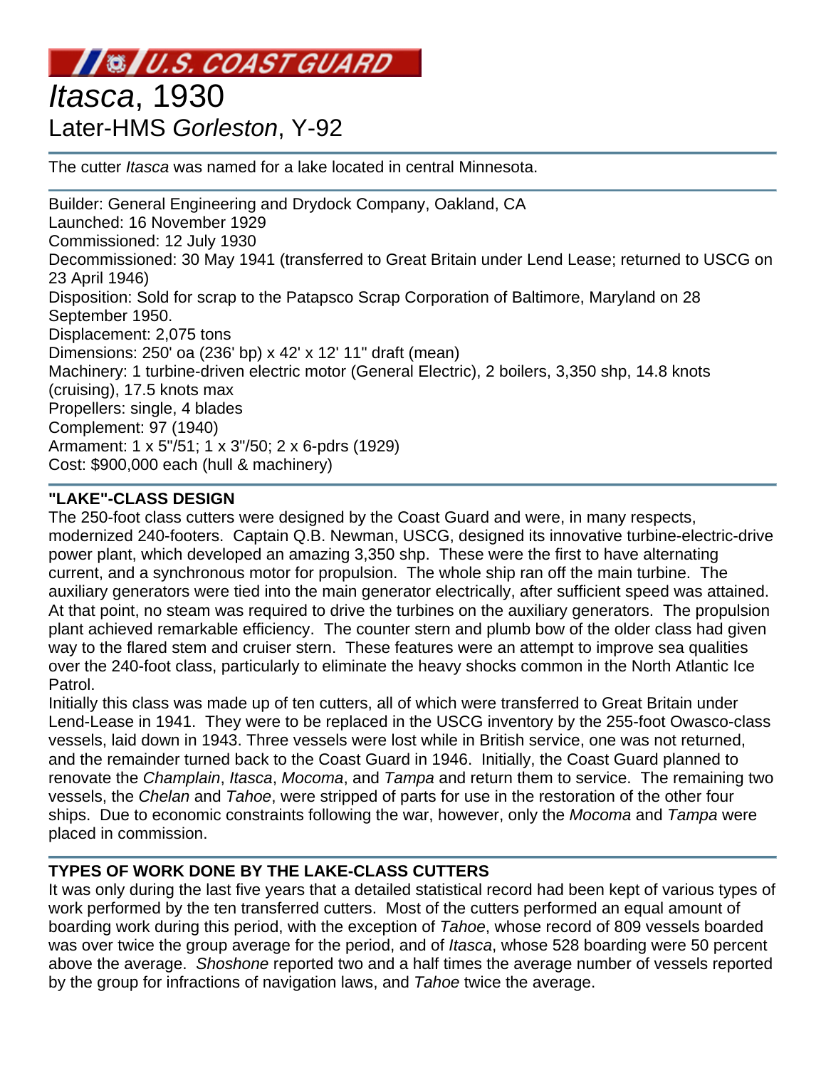U.S. COAST GUARD

# *Itasca*, 1930

## Later-HMS *Gorleston*, Y-92

The cutter *Itasca* was named for a lake located in central Minnesota.

Builder: General Engineering and Drydock Company, Oakland, CA
Launched: 16 November 1929
Commissioned: 12 July 1930
Decommissioned: 30 May 1941 (transferred to Great Britain under Lend Lease; returned to USCG on 23 April 1946)
Disposition: Sold for scrap to the Patapsco Scrap Corporation of Baltimore, Maryland on 28 September 1950.
Displacement: 2,075 tons
Dimensions: 250' oa (236' bp) x 42' x 12' 11" draft (mean)
Machinery: 1 turbine-driven electric motor (General Electric), 2 boilers, 3,350 shp, 14.8 knots (cruising), 17.5 knots max
Propellers: single, 4 blades
Complement: 97 (1940)
Armament: 1 x 5"/51; 1 x 3"/50; 2 x 6-pdrs (1929)
Cost: $900,000 each (hull & machinery)

### "LAKE"-CLASS DESIGN

The 250-foot class cutters were designed by the Coast Guard and were, in many respects, modernized 240-footers. Captain Q.B. Newman, USCG, designed its innovative turbine-electric-drive power plant, which developed an amazing 3,350 shp. These were the first to have alternating current, and a synchronous motor for propulsion. The whole ship ran off the main turbine. The auxiliary generators were tied into the main generator electrically, after sufficient speed was attained. At that point, no steam was required to drive the turbines on the auxiliary generators. The propulsion plant achieved remarkable efficiency. The counter stern and plumb bow of the older class had given way to the flared stem and cruiser stern. These features were an attempt to improve sea qualities over the 240-foot class, particularly to eliminate the heavy shocks common in the North Atlantic Ice Patrol.

Initially this class was made up of ten cutters, all of which were transferred to Great Britain under Lend-Lease in 1941. They were to be replaced in the USCG inventory by the 255-foot Owasco-class vessels, laid down in 1943. Three vessels were lost while in British service, one was not returned, and the remainder turned back to the Coast Guard in 1946. Initially, the Coast Guard planned to renovate the *Champlain*, *Itasca*, *Mocoma*, and *Tampa* and return them to service. The remaining two vessels, the *Chelan* and *Tahoe*, were stripped of parts for use in the restoration of the other four ships. Due to economic constraints following the war, however, only the *Mocoma* and *Tampa* were placed in commission.

### TYPES OF WORK DONE BY THE LAKE-CLASS CUTTERS

It was only during the last five years that a detailed statistical record had been kept of various types of work performed by the ten transferred cutters. Most of the cutters performed an equal amount of boarding work during this period, with the exception of *Tahoe*, whose record of 809 vessels boarded was over twice the group average for the period, and of *Itasca*, whose 528 boarding were 50 percent above the average. *Shoshone* reported two and a half times the average number of vessels reported by the group for infractions of navigation laws, and *Tahoe* twice the average.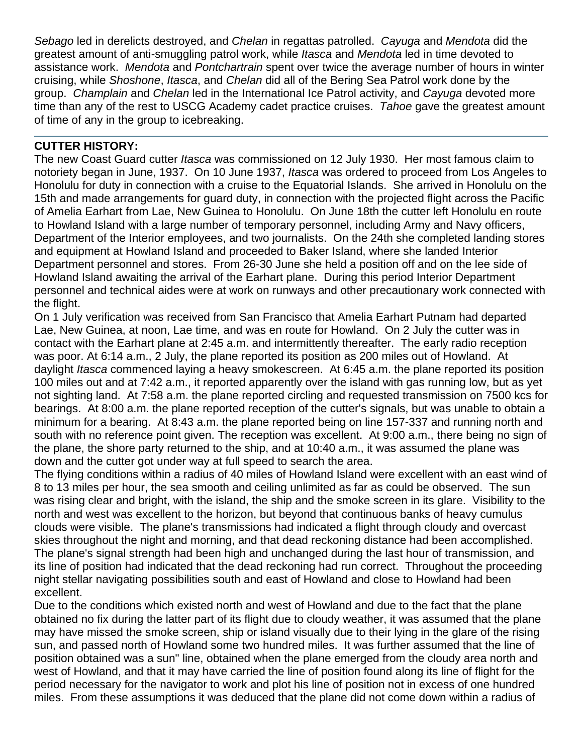*Sebago* led in derelicts destroyed, and *Chelan* in regattas patrolled. *Cayuga* and *Mendota* did the greatest amount of anti-smuggling patrol work, while *Itasca* and *Mendota* led in time devoted to assistance work. *Mendota* and *Pontchartrain* spent over twice the average number of hours in winter cruising, while *Shoshone*, *Itasca*, and *Chelan* did all of the Bering Sea Patrol work done by the group. *Champlain* and *Chelan* led in the International Ice Patrol activity, and *Cayuga* devoted more time than any of the rest to USCG Academy cadet practice cruises. *Tahoe* gave the greatest amount of time of any in the group to icebreaking.

---

**CUTTER HISTORY:**

The new Coast Guard cutter *Itasca* was commissioned on 12 July 1930. Her most famous claim to notoriety began in June, 1937. On 10 June 1937, *Itasca* was ordered to proceed from Los Angeles to Honolulu for duty in connection with a cruise to the Equatorial Islands. She arrived in Honolulu on the 15th and made arrangements for guard duty, in connection with the projected flight across the Pacific of Amelia Earhart from Lae, New Guinea to Honolulu. On June 18th the cutter left Honolulu en route to Howland Island with a large number of temporary personnel, including Army and Navy officers, Department of the Interior employees, and two journalists. On the 24th she completed landing stores and equipment at Howland Island and proceeded to Baker Island, where she landed Interior Department personnel and stores. From 26-30 June she held a position off and on the lee side of Howland Island awaiting the arrival of the Earhart plane. During this period Interior Department personnel and technical aides were at work on runways and other precautionary work connected with the flight.

On 1 July verification was received from San Francisco that Amelia Earhart Putnam had departed Lae, New Guinea, at noon, Lae time, and was en route for Howland. On 2 July the cutter was in contact with the Earhart plane at 2:45 a.m. and intermittently thereafter. The early radio reception was poor. At 6:14 a.m., 2 July, the plane reported its position as 200 miles out of Howland. At daylight *Itasca* commenced laying a heavy smokescreen. At 6:45 a.m. the plane reported its position 100 miles out and at 7:42 a.m., it reported apparently over the island with gas running low, but as yet not sighting land. At 7:58 a.m. the plane reported circling and requested transmission on 7500 kcs for bearings. At 8:00 a.m. the plane reported reception of the cutter's signals, but was unable to obtain a minimum for a bearing. At 8:43 a.m. the plane reported being on line 157-337 and running north and south with no reference point given. The reception was excellent. At 9:00 a.m., there being no sign of the plane, the shore party returned to the ship, and at 10:40 a.m., it was assumed the plane was down and the cutter got under way at full speed to search the area.

The flying conditions within a radius of 40 miles of Howland Island were excellent with an east wind of 8 to 13 miles per hour, the sea smooth and ceiling unlimited as far as could be observed. The sun was rising clear and bright, with the island, the ship and the smoke screen in its glare. Visibility to the north and west was excellent to the horizon, but beyond that continuous banks of heavy cumulus clouds were visible. The plane's transmissions had indicated a flight through cloudy and overcast skies throughout the night and morning, and that dead reckoning distance had been accomplished. The plane's signal strength had been high and unchanged during the last hour of transmission, and its line of position had indicated that the dead reckoning had run correct. Throughout the proceeding night stellar navigating possibilities south and east of Howland and close to Howland had been excellent.

Due to the conditions which existed north and west of Howland and due to the fact that the plane obtained no fix during the latter part of its flight due to cloudy weather, it was assumed that the plane may have missed the smoke screen, ship or island visually due to their lying in the glare of the rising sun, and passed north of Howland some two hundred miles. It was further assumed that the line of position obtained was a sun" line, obtained when the plane emerged from the cloudy area north and west of Howland, and that it may have carried the line of position found along its line of flight for the period necessary for the navigator to work and plot his line of position not in excess of one hundred miles. From these assumptions it was deduced that the plane did not come down within a radius of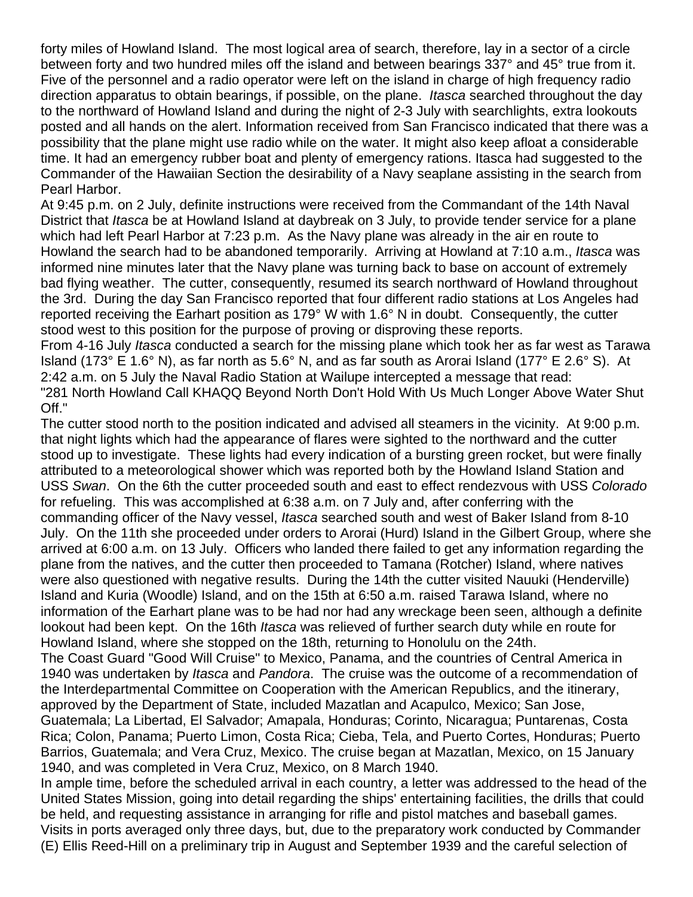forty miles of Howland Island. The most logical area of search, therefore, lay in a sector of a circle between forty and two hundred miles off the island and between bearings 337° and 45° true from it. Five of the personnel and a radio operator were left on the island in charge of high frequency radio direction apparatus to obtain bearings, if possible, on the plane. *Itasca* searched throughout the day to the northward of Howland Island and during the night of 2-3 July with searchlights, extra lookouts posted and all hands on the alert. Information received from San Francisco indicated that there was a possibility that the plane might use radio while on the water. It might also keep afloat a considerable time. It had an emergency rubber boat and plenty of emergency rations. Itasca had suggested to the Commander of the Hawaiian Section the desirability of a Navy seaplane assisting in the search from Pearl Harbor.

At 9:45 p.m. on 2 July, definite instructions were received from the Commandant of the 14th Naval District that *Itasca* be at Howland Island at daybreak on 3 July, to provide tender service for a plane which had left Pearl Harbor at 7:23 p.m. As the Navy plane was already in the air en route to Howland the search had to be abandoned temporarily. Arriving at Howland at 7:10 a.m., *Itasca* was informed nine minutes later that the Navy plane was turning back to base on account of extremely bad flying weather. The cutter, consequently, resumed its search northward of Howland throughout the 3rd. During the day San Francisco reported that four different radio stations at Los Angeles had reported receiving the Earhart position as 179° W with 1.6° N in doubt. Consequently, the cutter stood west to this position for the purpose of proving or disproving these reports.

From 4-16 July *Itasca* conducted a search for the missing plane which took her as far west as Tarawa Island (173° E 1.6° N), as far north as 5.6° N, and as far south as Arorai Island (177° E 2.6° S). At 2:42 a.m. on 5 July the Naval Radio Station at Wailupe intercepted a message that read:

"281 North Howland Call KHAQQ Beyond North Don't Hold With Us Much Longer Above Water Shut Off."

The cutter stood north to the position indicated and advised all steamers in the vicinity. At 9:00 p.m. that night lights which had the appearance of flares were sighted to the northward and the cutter stood up to investigate. These lights had every indication of a bursting green rocket, but were finally attributed to a meteorological shower which was reported both by the Howland Island Station and USS *Swan*. On the 6th the cutter proceeded south and east to effect rendezvous with USS *Colorado* for refueling. This was accomplished at 6:38 a.m. on 7 July and, after conferring with the commanding officer of the Navy vessel, *Itasca* searched south and west of Baker Island from 8-10 July. On the 11th she proceeded under orders to Arorai (Hurd) Island in the Gilbert Group, where she arrived at 6:00 a.m. on 13 July. Officers who landed there failed to get any information regarding the plane from the natives, and the cutter then proceeded to Tamana (Rotcher) Island, where natives were also questioned with negative results. During the 14th the cutter visited Nauuki (Henderville) Island and Kuria (Woodle) Island, and on the 15th at 6:50 a.m. raised Tarawa Island, where no information of the Earhart plane was to be had nor had any wreckage been seen, although a definite lookout had been kept. On the 16th *Itasca* was relieved of further search duty while en route for Howland Island, where she stopped on the 18th, returning to Honolulu on the 24th.

The Coast Guard "Good Will Cruise" to Mexico, Panama, and the countries of Central America in 1940 was undertaken by *Itasca* and *Pandora*. The cruise was the outcome of a recommendation of the Interdepartmental Committee on Cooperation with the American Republics, and the itinerary, approved by the Department of State, included Mazatlan and Acapulco, Mexico; San Jose, Guatemala; La Libertad, El Salvador; Amapala, Honduras; Corinto, Nicaragua; Puntarenas, Costa Rica; Colon, Panama; Puerto Limon, Costa Rica; Cieba, Tela, and Puerto Cortes, Honduras; Puerto Barrios, Guatemala; and Vera Cruz, Mexico. The cruise began at Mazatlan, Mexico, on 15 January 1940, and was completed in Vera Cruz, Mexico, on 8 March 1940.

In ample time, before the scheduled arrival in each country, a letter was addressed to the head of the United States Mission, going into detail regarding the ships' entertaining facilities, the drills that could be held, and requesting assistance in arranging for rifle and pistol matches and baseball games. Visits in ports averaged only three days, but, due to the preparatory work conducted by Commander (E) Ellis Reed-Hill on a preliminary trip in August and September 1939 and the careful selection of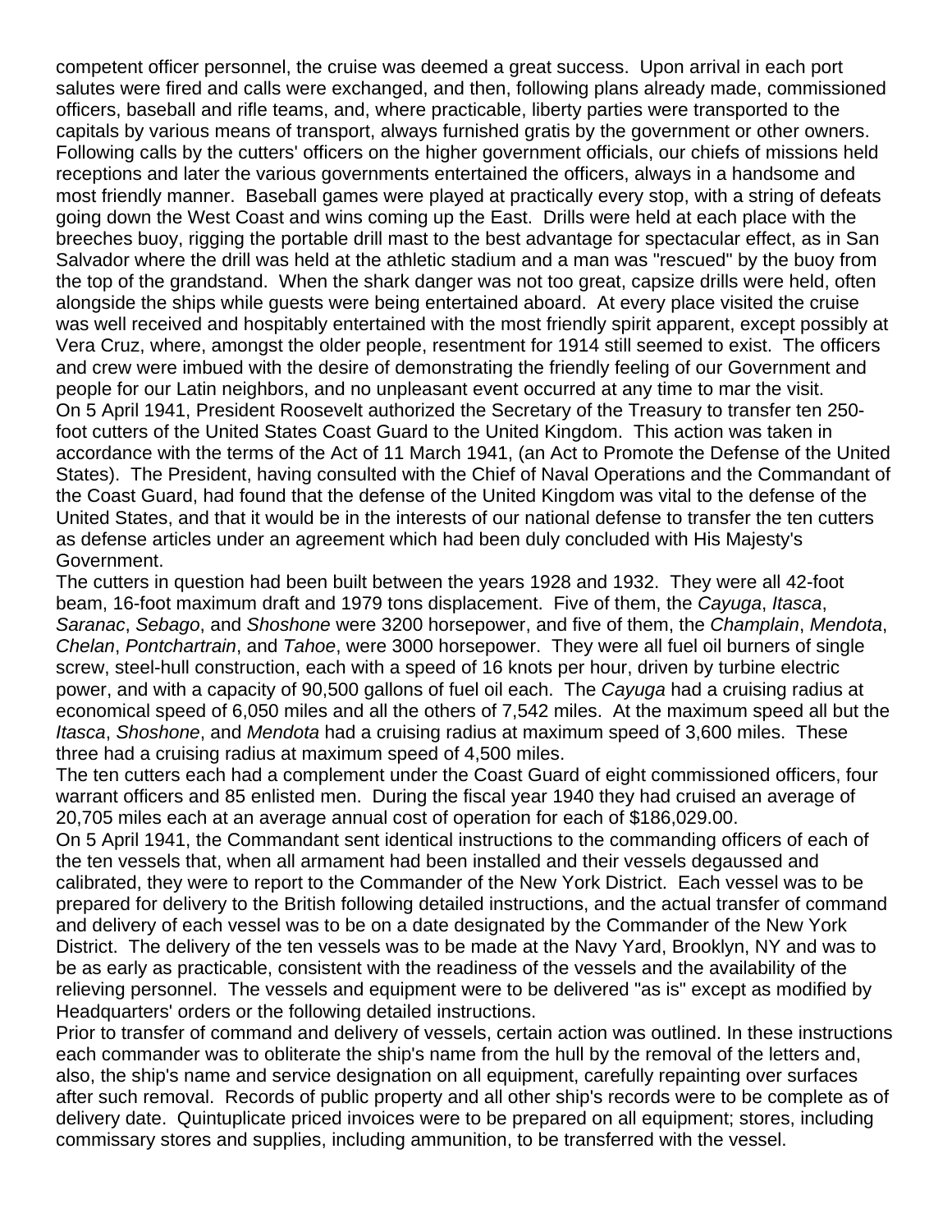competent officer personnel, the cruise was deemed a great success. Upon arrival in each port salutes were fired and calls were exchanged, and then, following plans already made, commissioned officers, baseball and rifle teams, and, where practicable, liberty parties were transported to the capitals by various means of transport, always furnished gratis by the government or other owners. Following calls by the cutters' officers on the higher government officials, our chiefs of missions held receptions and later the various governments entertained the officers, always in a handsome and most friendly manner. Baseball games were played at practically every stop, with a string of defeats going down the West Coast and wins coming up the East. Drills were held at each place with the breeches buoy, rigging the portable drill mast to the best advantage for spectacular effect, as in San Salvador where the drill was held at the athletic stadium and a man was "rescued" by the buoy from the top of the grandstand. When the shark danger was not too great, capsize drills were held, often alongside the ships while guests were being entertained aboard. At every place visited the cruise was well received and hospitably entertained with the most friendly spirit apparent, except possibly at Vera Cruz, where, amongst the older people, resentment for 1914 still seemed to exist. The officers and crew were imbued with the desire of demonstrating the friendly feeling of our Government and people for our Latin neighbors, and no unpleasant event occurred at any time to mar the visit.

On 5 April 1941, President Roosevelt authorized the Secretary of the Treasury to transfer ten 250-foot cutters of the United States Coast Guard to the United Kingdom. This action was taken in accordance with the terms of the Act of 11 March 1941, (an Act to Promote the Defense of the United States). The President, having consulted with the Chief of Naval Operations and the Commandant of the Coast Guard, had found that the defense of the United Kingdom was vital to the defense of the United States, and that it would be in the interests of our national defense to transfer the ten cutters as defense articles under an agreement which had been duly concluded with His Majesty's Government.

The cutters in question had been built between the years 1928 and 1932. They were all 42-foot beam, 16-foot maximum draft and 1979 tons displacement. Five of them, the *Cayuga*, *Itasca*, *Saranac*, *Sebago*, and *Shoshone* were 3200 horsepower, and five of them, the *Champlain*, *Mendota*, *Chelan*, *Pontchartrain*, and *Tahoe*, were 3000 horsepower. They were all fuel oil burners of single screw, steel-hull construction, each with a speed of 16 knots per hour, driven by turbine electric power, and with a capacity of 90,500 gallons of fuel oil each. The *Cayuga* had a cruising radius at economical speed of 6,050 miles and all the others of 7,542 miles. At the maximum speed all but the *Itasca*, *Shoshone*, and *Mendota* had a cruising radius at maximum speed of 3,600 miles. These three had a cruising radius at maximum speed of 4,500 miles.

The ten cutters each had a complement under the Coast Guard of eight commissioned officers, four warrant officers and 85 enlisted men. During the fiscal year 1940 they had cruised an average of 20,705 miles each at an average annual cost of operation for each of $186,029.00.

On 5 April 1941, the Commandant sent identical instructions to the commanding officers of each of the ten vessels that, when all armament had been installed and their vessels degaussed and calibrated, they were to report to the Commander of the New York District. Each vessel was to be prepared for delivery to the British following detailed instructions, and the actual transfer of command and delivery of each vessel was to be on a date designated by the Commander of the New York District. The delivery of the ten vessels was to be made at the Navy Yard, Brooklyn, NY and was to be as early as practicable, consistent with the readiness of the vessels and the availability of the relieving personnel. The vessels and equipment were to be delivered "as is" except as modified by Headquarters' orders or the following detailed instructions.

Prior to transfer of command and delivery of vessels, certain action was outlined. In these instructions each commander was to obliterate the ship's name from the hull by the removal of the letters and, also, the ship's name and service designation on all equipment, carefully repainting over surfaces after such removal. Records of public property and all other ship's records were to be complete as of delivery date. Quintuplicate priced invoices were to be prepared on all equipment; stores, including commissary stores and supplies, including ammunition, to be transferred with the vessel.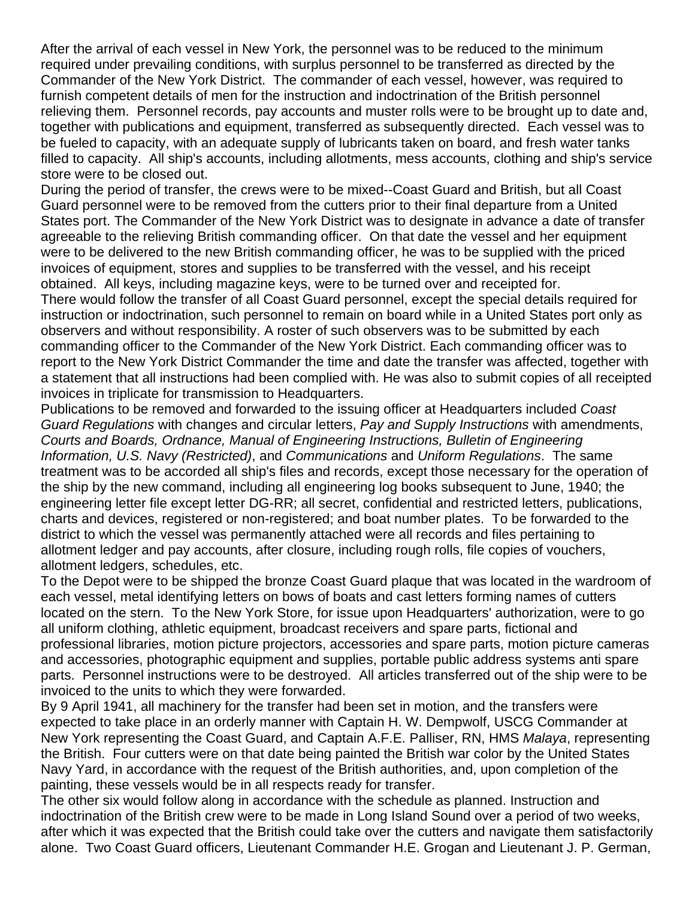After the arrival of each vessel in New York, the personnel was to be reduced to the minimum required under prevailing conditions, with surplus personnel to be transferred as directed by the Commander of the New York District. The commander of each vessel, however, was required to furnish competent details of men for the instruction and indoctrination of the British personnel relieving them. Personnel records, pay accounts and muster rolls were to be brought up to date and, together with publications and equipment, transferred as subsequently directed. Each vessel was to be fueled to capacity, with an adequate supply of lubricants taken on board, and fresh water tanks filled to capacity. All ship's accounts, including allotments, mess accounts, clothing and ship's service store were to be closed out.

During the period of transfer, the crews were to be mixed--Coast Guard and British, but all Coast Guard personnel were to be removed from the cutters prior to their final departure from a United States port. The Commander of the New York District was to designate in advance a date of transfer agreeable to the relieving British commanding officer. On that date the vessel and her equipment were to be delivered to the new British commanding officer, he was to be supplied with the priced invoices of equipment, stores and supplies to be transferred with the vessel, and his receipt obtained. All keys, including magazine keys, were to be turned over and receipted for.

There would follow the transfer of all Coast Guard personnel, except the special details required for instruction or indoctrination, such personnel to remain on board while in a United States port only as observers and without responsibility. A roster of such observers was to be submitted by each commanding officer to the Commander of the New York District. Each commanding officer was to report to the New York District Commander the time and date the transfer was affected, together with a statement that all instructions had been complied with. He was also to submit copies of all receipted invoices in triplicate for transmission to Headquarters.

Publications to be removed and forwarded to the issuing officer at Headquarters included *Coast Guard Regulations* with changes and circular letters, *Pay and Supply Instructions* with amendments, *Courts and Boards, Ordnance, Manual of Engineering Instructions, Bulletin of Engineering Information, U.S. Navy (Restricted)*, and *Communications* and *Uniform Regulations*. The same treatment was to be accorded all ship's files and records, except those necessary for the operation of the ship by the new command, including all engineering log books subsequent to June, 1940; the engineering letter file except letter DG-RR; all secret, confidential and restricted letters, publications, charts and devices, registered or non-registered; and boat number plates. To be forwarded to the district to which the vessel was permanently attached were all records and files pertaining to allotment ledger and pay accounts, after closure, including rough rolls, file copies of vouchers, allotment ledgers, schedules, etc.

To the Depot were to be shipped the bronze Coast Guard plaque that was located in the wardroom of each vessel, metal identifying letters on bows of boats and cast letters forming names of cutters located on the stern. To the New York Store, for issue upon Headquarters' authorization, were to go all uniform clothing, athletic equipment, broadcast receivers and spare parts, fictional and professional libraries, motion picture projectors, accessories and spare parts, motion picture cameras and accessories, photographic equipment and supplies, portable public address systems anti spare parts. Personnel instructions were to be destroyed. All articles transferred out of the ship were to be invoiced to the units to which they were forwarded.

By 9 April 1941, all machinery for the transfer had been set in motion, and the transfers were expected to take place in an orderly manner with Captain H. W. Dempwolf, USCG Commander at New York representing the Coast Guard, and Captain A.F.E. Palliser, RN, HMS *Malaya*, representing the British. Four cutters were on that date being painted the British war color by the United States Navy Yard, in accordance with the request of the British authorities, and, upon completion of the painting, these vessels would be in all respects ready for transfer.

The other six would follow along in accordance with the schedule as planned. Instruction and indoctrination of the British crew were to be made in Long Island Sound over a period of two weeks, after which it was expected that the British could take over the cutters and navigate them satisfactorily alone. Two Coast Guard officers, Lieutenant Commander H.E. Grogan and Lieutenant J. P. German,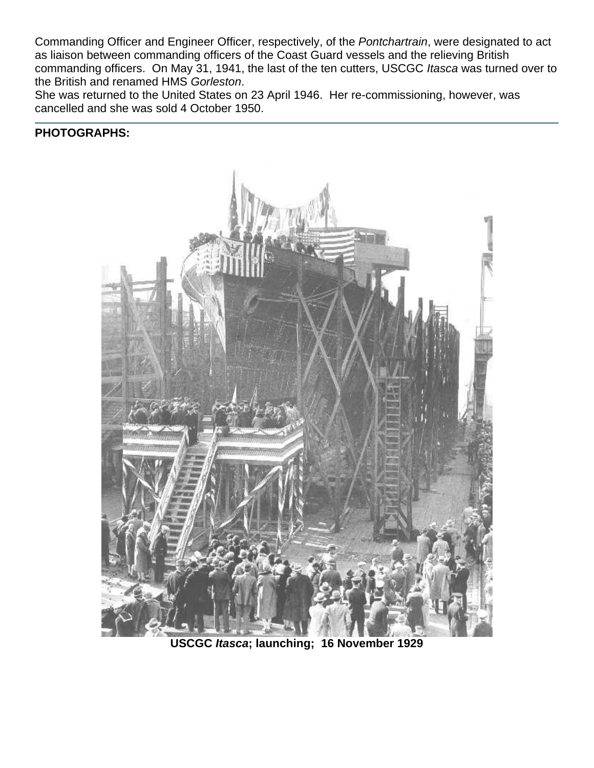Commanding Officer and Engineer Officer, respectively, of the *Pontchartrain*, were designated to act as liaison between commanding officers of the Coast Guard vessels and the relieving British commanding officers. On May 31, 1941, the last of the ten cutters, USCGC *Itasca* was turned over to the British and renamed HMS *Gorleston*.
She was returned to the United States on 23 April 1946. Her re-commissioning, however, was cancelled and she was sold 4 October 1950.

---

**PHOTOGRAPHS:**

**USCGC *Itasca*; launching; 16 November 1929**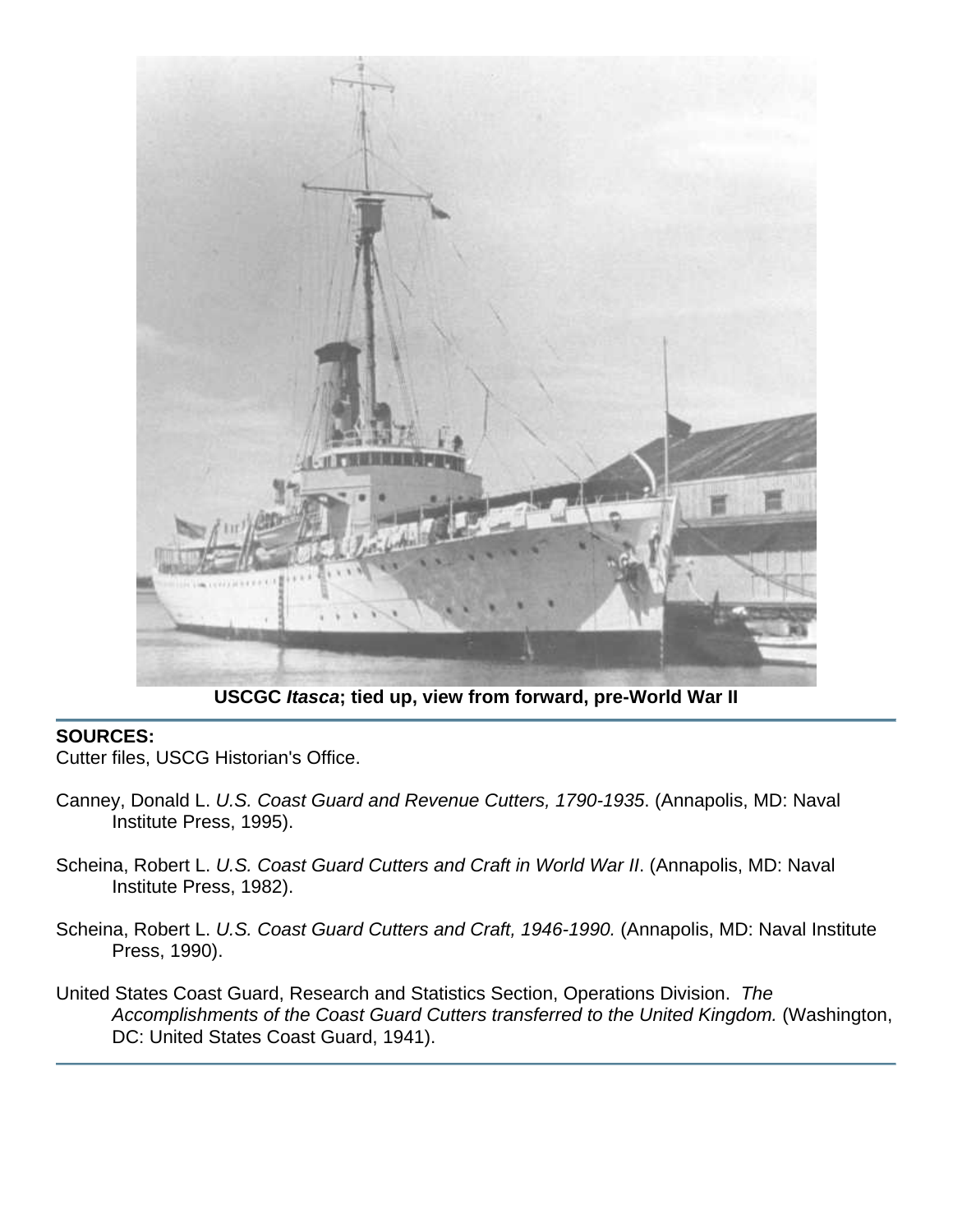**USCGC *Itasca*; tied up, view from forward, pre-World War II**

**SOURCES:**

Cutter files, USCG Historian's Office.

Canney, Donald L. *U.S. Coast Guard and Revenue Cutters, 1790-1935*. (Annapolis, MD: Naval Institute Press, 1995).

Scheina, Robert L. *U.S. Coast Guard Cutters and Craft in World War II*. (Annapolis, MD: Naval Institute Press, 1982).

Scheina, Robert L. *U.S. Coast Guard Cutters and Craft, 1946-1990.* (Annapolis, MD: Naval Institute Press, 1990).

United States Coast Guard, Research and Statistics Section, Operations Division. *The Accomplishments of the Coast Guard Cutters transferred to the United Kingdom.* (Washington, DC: United States Coast Guard, 1941).